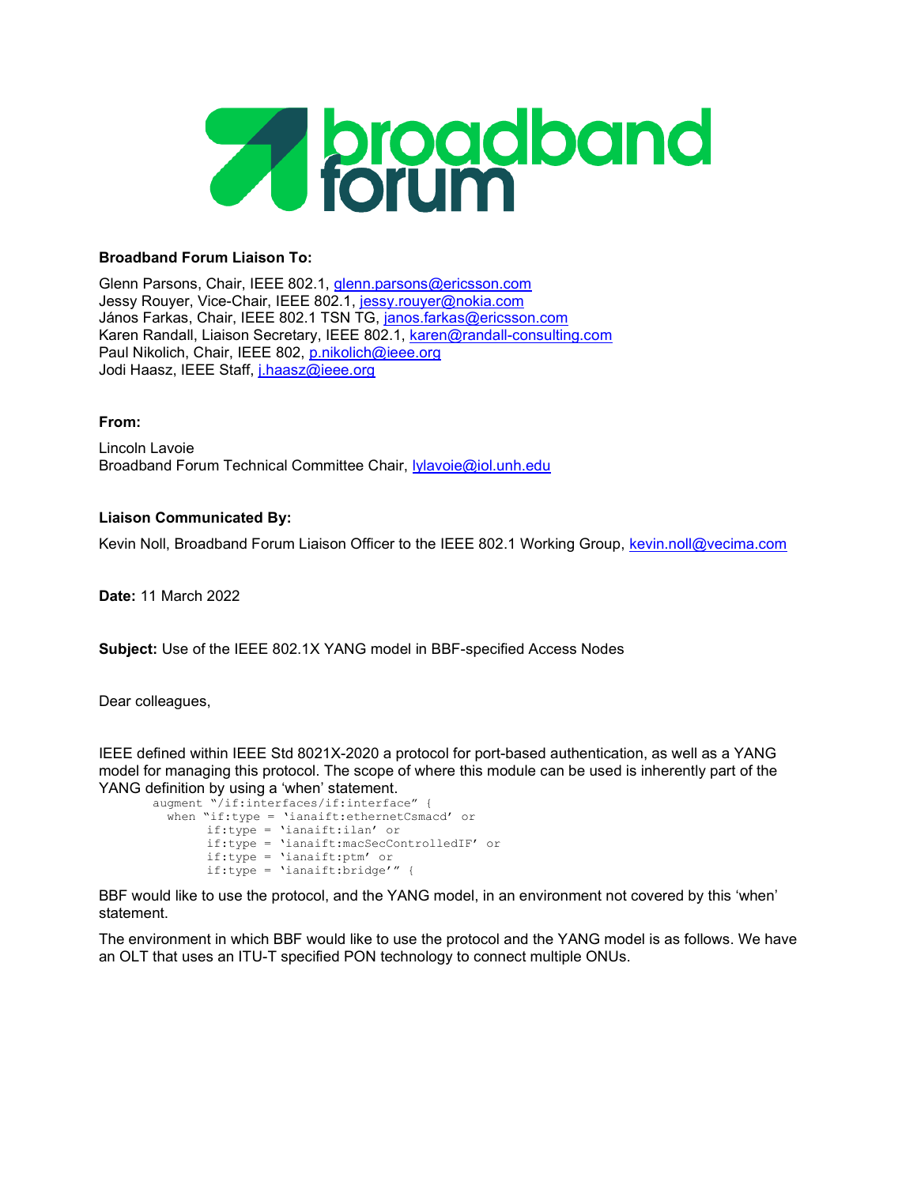**Broadband Forum Liaison To:**

Glenn Parsons, Chair, IEEE 802.1, glenn.parsons@ericsson.com
Jessy Rouyer, Vice-Chair, IEEE 802.1, jessy.rouyer@nokia.com
János Farkas, Chair, IEEE 802.1 TSN TG, janos.farkas@ericsson.com
Karen Randall, Liaison Secretary, IEEE 802.1, karen@randall-consulting.com
Paul Nikolich, Chair, IEEE 802, p.nikolich@ieee.org
Jodi Haasz, IEEE Staff, j.haasz@ieee.org

**From:**

Lincoln Lavoie
Broadband Forum Technical Committee Chair, lylavoie@iol.unh.edu

**Liaison Communicated By:**

Kevin Noll, Broadband Forum Liaison Officer to the IEEE 802.1 Working Group, kevin.noll@vecima.com

**Date:** 11 March 2022

**Subject:** Use of the IEEE 802.1X YANG model in BBF-specified Access Nodes

Dear colleagues,

IEEE defined within IEEE Std 8021X-2020 a protocol for port-based authentication, as well as a YANG model for managing this protocol. The scope of where this module can be used is inherently part of the YANG definition by using a 'when' statement.

```
augment "/if:interfaces/if:interface" {
  when "if:type = 'ianaift:ethernetCsmacd' or
        if:type = 'ianaift:ilan' or
        if:type = 'ianaift:macSecControlledIF' or
        if:type = 'ianaift:ptm' or
        if:type = 'ianaift:bridge'" {
```

BBF would like to use the protocol, and the YANG model, in an environment not covered by this 'when' statement.

The environment in which BBF would like to use the protocol and the YANG model is as follows. We have an OLT that uses an ITU-T specified PON technology to connect multiple ONUs.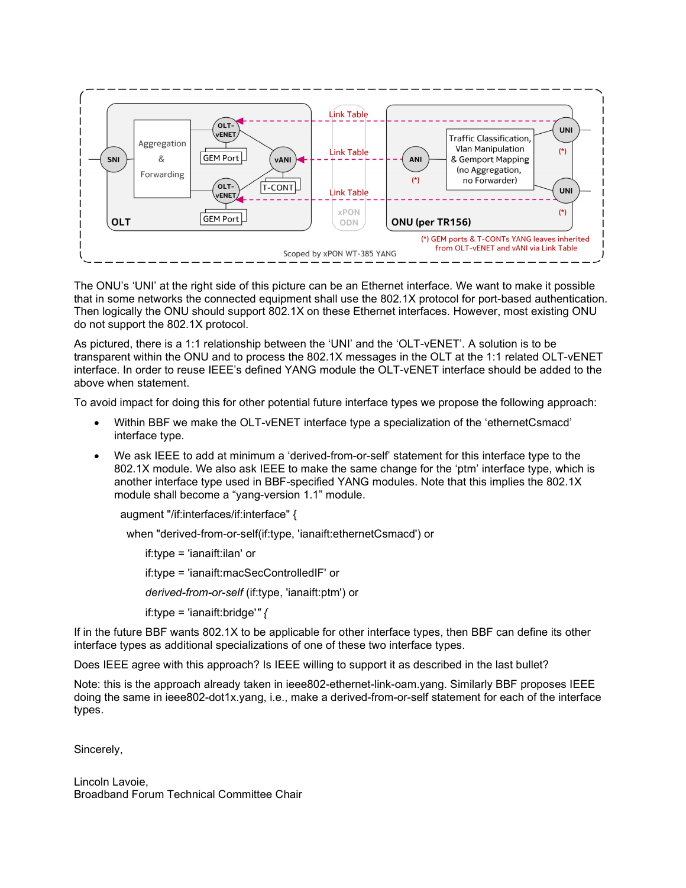The ONU's 'UNI' at the right side of this picture can be an Ethernet interface. We want to make it possible that in some networks the connected equipment shall use the 802.1X protocol for port-based authentication. Then logically the ONU should support 802.1X on these Ethernet interfaces. However, most existing ONU do not support the 802.1X protocol.

As pictured, there is a 1:1 relationship between the 'UNI' and the 'OLT-vENET'. A solution is to be transparent within the ONU and to process the 802.1X messages in the OLT at the 1:1 related OLT-vENET interface. In order to reuse IEEE's defined YANG module the OLT-vENET interface should be added to the above when statement.

To avoid impact for doing this for other potential future interface types we propose the following approach:

- Within BBF we make the OLT-vENET interface type a specialization of the 'ethernetCsmacd' interface type.
- We ask IEEE to add at minimum a 'derived-from-or-self' statement for this interface type to the 802.1X module. We also ask IEEE to make the same change for the 'ptm' interface type, which is another interface type used in BBF-specified YANG modules. Note that this implies the 802.1X module shall become a "yang-version 1.1" module.

  augment "/if:interfaces/if:interface" {

  when "derived-from-or-self(if:type, 'ianaift:ethernetCsmacd') or

  if:type = 'ianaift:ilan' or

  if:type = 'ianaift:macSecControlledIF' or

  *derived-from-or-self* (if:type, 'ianaift:ptm') or

  if:type = 'ianaift:bridge'" {

If in the future BBF wants 802.1X to be applicable for other interface types, then BBF can define its other interface types as additional specializations of one of these two interface types.

Does IEEE agree with this approach? Is IEEE willing to support it as described in the last bullet?

Note: this is the approach already taken in ieee802-ethernet-link-oam.yang. Similarly BBF proposes IEEE doing the same in ieee802-dot1x.yang, i.e., make a derived-from-or-self statement for each of the interface types.

Sincerely,

Lincoln Lavoie,
Broadband Forum Technical Committee Chair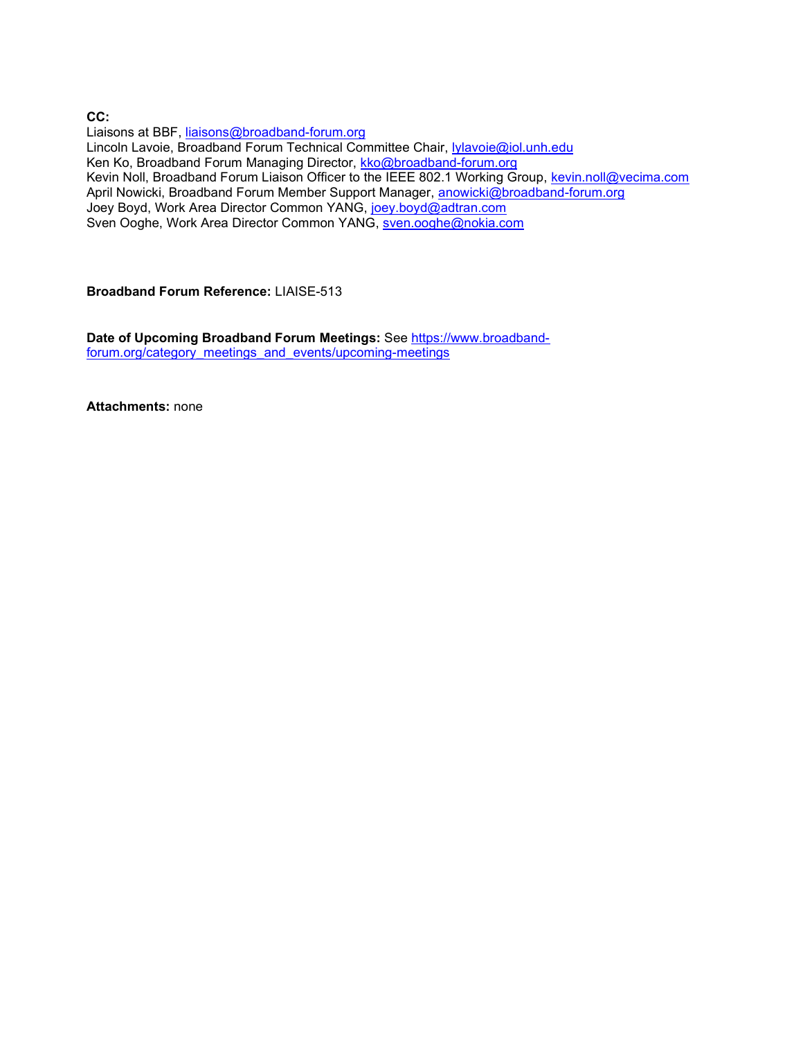**CC:**
Liaisons at BBF, liaisons@broadband-forum.org
Lincoln Lavoie, Broadband Forum Technical Committee Chair, lylavoie@iol.unh.edu
Ken Ko, Broadband Forum Managing Director, kko@broadband-forum.org
Kevin Noll, Broadband Forum Liaison Officer to the IEEE 802.1 Working Group, kevin.noll@vecima.com
April Nowicki, Broadband Forum Member Support Manager, anowicki@broadband-forum.org
Joey Boyd, Work Area Director Common YANG, joey.boyd@adtran.com
Sven Ooghe, Work Area Director Common YANG, sven.ooghe@nokia.com

**Broadband Forum Reference:** LIAISE-513

**Date of Upcoming Broadband Forum Meetings:** See https://www.broadband-forum.org/category_meetings_and_events/upcoming-meetings

**Attachments:** none